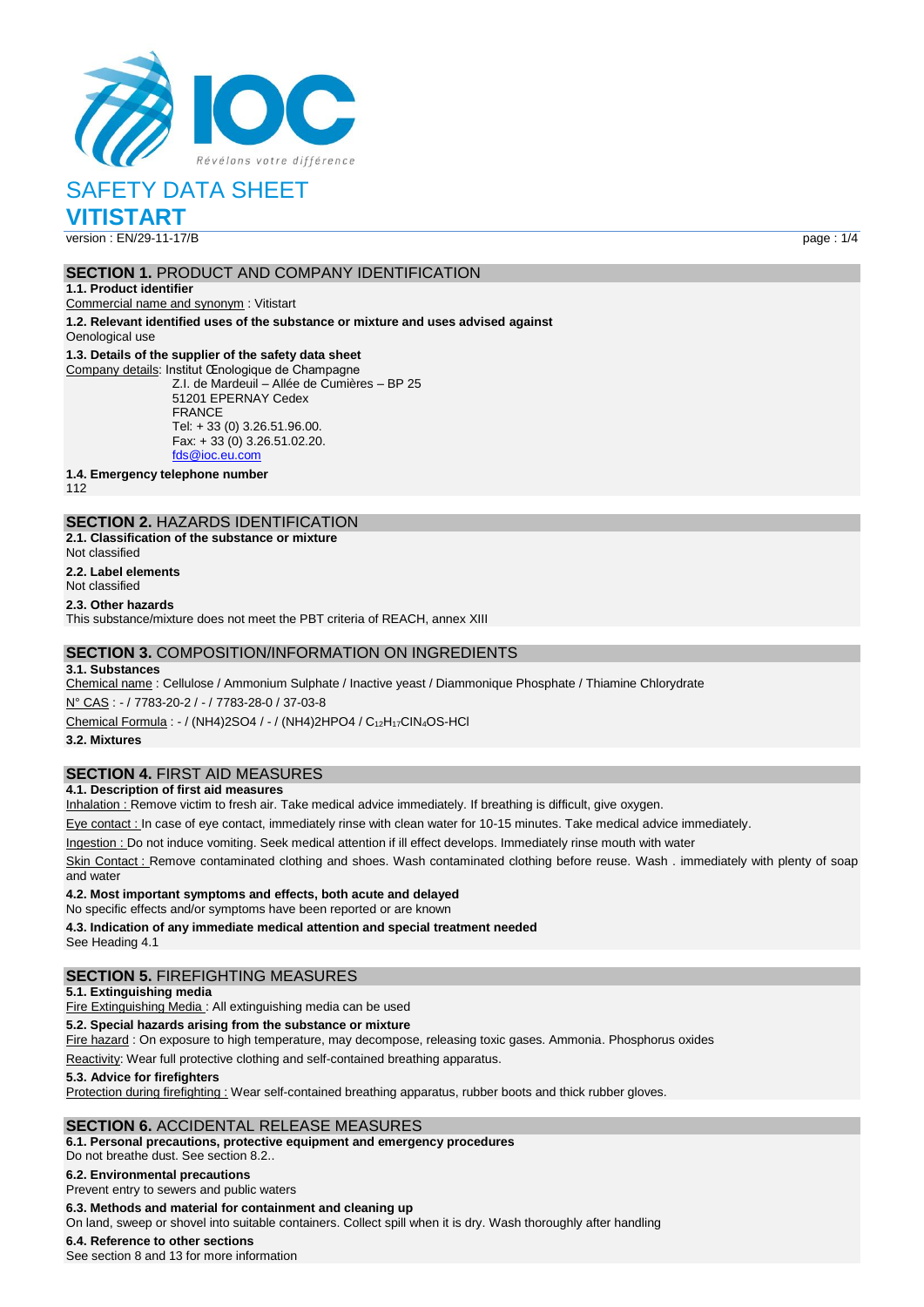# SAFETY DATA SHEET

# VITISTART

version : EN/29-11-17/B

## SECTION 1. PRODUCT AND COMPANY IDENTIFICATION

**1.1. Product identifier**

Commercial name and synonym : Vitistart

**1.2. Relevant identified uses of the substance or mixture and uses advised against**

Oenological use

**1.3. Details of the supplier of the safety data sheet**

Company details: Institut Œnologique de Champagne
Z.I. de Mardeuil – Allée de Cumières – BP 25
51201 EPERNAY Cedex
FRANCE
Tel: + 33 (0) 3.26.51.96.00.
Fax: + 33 (0) 3.26.51.02.20.
fds@ioc.eu.com

**1.4. Emergency telephone number**

112

## SECTION 2. HAZARDS IDENTIFICATION

**2.1. Classification of the substance or mixture**

Not classified

**2.2. Label elements**

Not classified

**2.3. Other hazards**

This substance/mixture does not meet the PBT criteria of REACH, annex XIII

## SECTION 3. COMPOSITION/INFORMATION ON INGREDIENTS

**3.1. Substances**

Chemical name : Cellulose / Ammonium Sulphate / Inactive yeast / Diammonique Phosphate / Thiamine Chlorydrate

N° CAS : - / 7783-20-2 / - / 7783-28-0 / 37-03-8

Chemical Formula : - / $(NH_4)_2SO_4$ / - / $(NH_4)_2HPO_4$ / $C_{12}H_{17}ClN_4OS$-HCl

**3.2. Mixtures**

## SECTION 4. FIRST AID MEASURES

**4.1. Description of first aid measures**

Inhalation : Remove victim to fresh air. Take medical advice immediately. If breathing is difficult, give oxygen.

Eye contact : In case of eye contact, immediately rinse with clean water for 10-15 minutes. Take medical advice immediately.

Ingestion : Do not induce vomiting. Seek medical attention if ill effect develops. Immediately rinse mouth with water

Skin Contact : Remove contaminated clothing and shoes. Wash contaminated clothing before reuse. Wash . immediately with plenty of soap and water

**4.2. Most important symptoms and effects, both acute and delayed**

No specific effects and/or symptoms have been reported or are known

**4.3. Indication of any immediate medical attention and special treatment needed**

See Heading 4.1

## SECTION 5. FIREFIGHTING MEASURES

**5.1. Extinguishing media**

Fire Extinguishing Media : All extinguishing media can be used

**5.2. Special hazards arising from the substance or mixture**

Fire hazard : On exposure to high temperature, may decompose, releasing toxic gases. Ammonia. Phosphorus oxides

Reactivity: Wear full protective clothing and self-contained breathing apparatus.

**5.3. Advice for firefighters**

Protection during firefighting : Wear self-contained breathing apparatus, rubber boots and thick rubber gloves.

## SECTION 6. ACCIDENTAL RELEASE MEASURES

**6.1. Personal precautions, protective equipment and emergency procedures**

Do not breathe dust. See section 8.2..

**6.2. Environmental precautions**

Prevent entry to sewers and public waters

**6.3. Methods and material for containment and cleaning up**

On land, sweep or shovel into suitable containers. Collect spill when it is dry. Wash thoroughly after handling

**6.4. Reference to other sections**

See section 8 and 13 for more information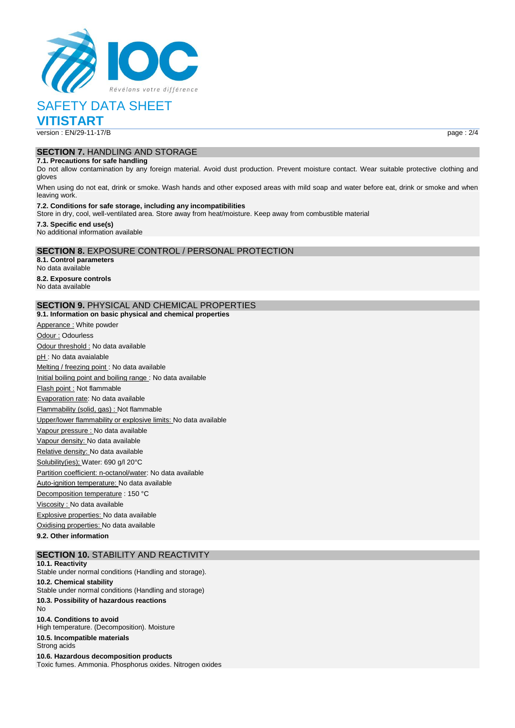## SECTION 7. HANDLING AND STORAGE

**7.1. Precautions for safe handling**

Do not allow contamination by any foreign material. Avoid dust production. Prevent moisture contact. Wear suitable protective clothing and gloves

When using do not eat, drink or smoke. Wash hands and other exposed areas with mild soap and water before eat, drink or smoke and when leaving work.

**7.2. Conditions for safe storage, including any incompatibilities**

Store in dry, cool, well-ventilated area. Store away from heat/moisture. Keep away from combustible material

**7.3. Specific end use(s)**

No additional information available

## SECTION 8. EXPOSURE CONTROL / PERSONAL PROTECTION

**8.1. Control parameters**

No data available

**8.2. Exposure controls**

No data available

## SECTION 9. PHYSICAL AND CHEMICAL PROPERTIES

**9.1. Information on basic physical and chemical properties**

Apperance : White powder

Odour : Odourless

Odour threshold : No data available

pH : No data avaialable

Melting / freezing point : No data available

Initial boiling point and boiling range : No data available

Flash point : Not flammable

Evaporation rate: No data available

Flammability (solid, gas) : Not flammable

Upper/lower flammability or explosive limits: No data available

Vapour pressure : No data available

Vapour density: No data available

Relative density: No data available

Solubility(ies); Water: 690 g/l 20°C

Partition coefficient: n-octanol/water: No data available

Auto-ignition temperature: No data available

Decomposition temperature : 150 °C

Viscosity : No data available

Explosive properties: No data available

Oxidising properties: No data available

**9.2. Other information**

## SECTION 10. STABILITY AND REACTIVITY

**10.1. Reactivity**

Stable under normal conditions (Handling and storage).

**10.2. Chemical stability**

Stable under normal conditions (Handling and storage)

**10.3. Possibility of hazardous reactions**

No

**10.4. Conditions to avoid**

High temperature. (Decomposition). Moisture

**10.5. Incompatible materials**

Strong acids

**10.6. Hazardous decomposition products**

Toxic fumes. Ammonia. Phosphorus oxides. Nitrogen oxides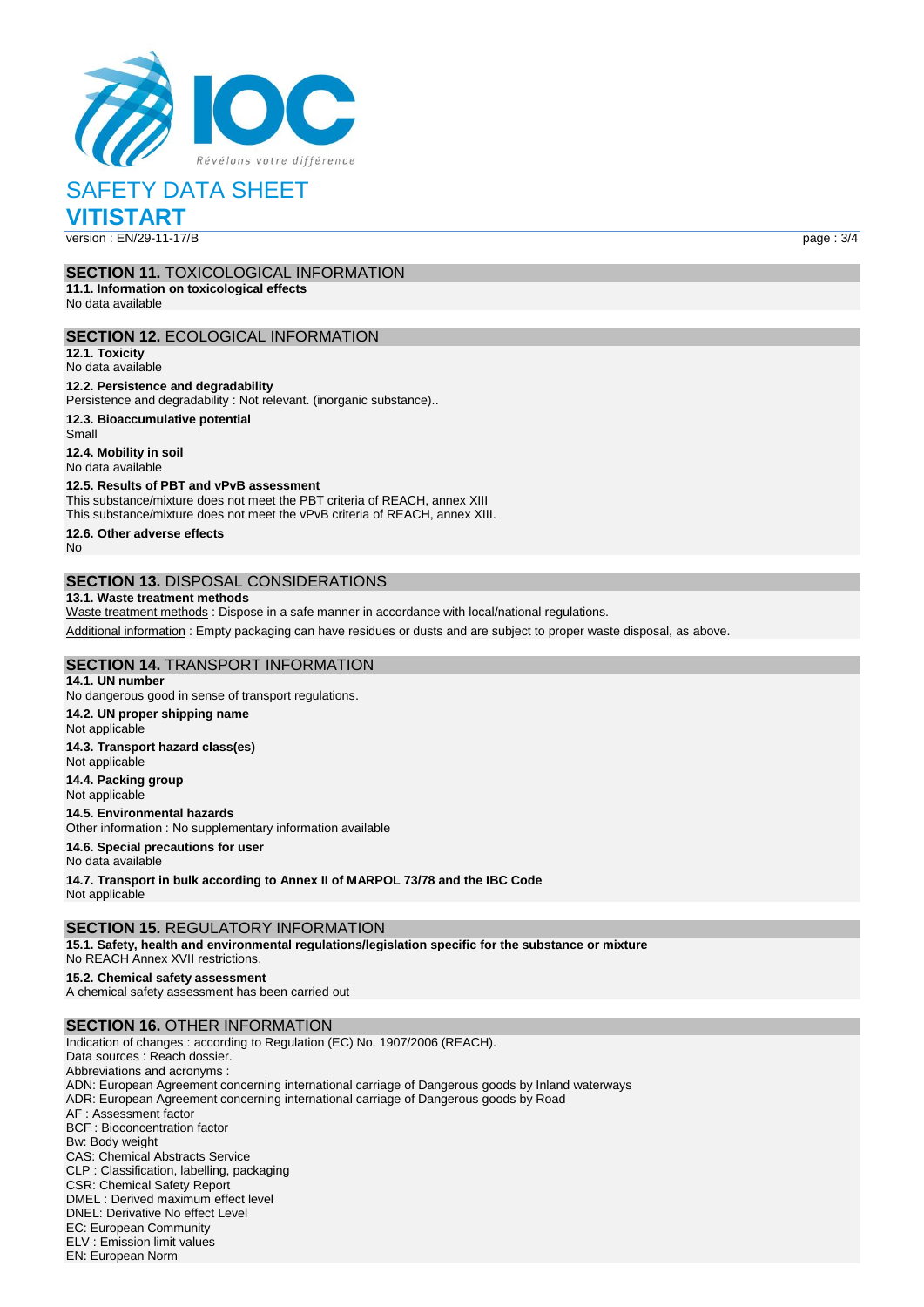## SECTION 11. TOXICOLOGICAL INFORMATION

**11.1. Information on toxicological effects**

No data available

## SECTION 12. ECOLOGICAL INFORMATION

**12.1. Toxicity**

No data available

**12.2. Persistence and degradability**

Persistence and degradability : Not relevant. (inorganic substance)..

**12.3. Bioaccumulative potential**

Small

**12.4. Mobility in soil**

No data available

**12.5. Results of PBT and vPvB assessment**

This substance/mixture does not meet the PBT criteria of REACH, annex XIII
This substance/mixture does not meet the vPvB criteria of REACH, annex XIII.

**12.6. Other adverse effects**

No

## SECTION 13. DISPOSAL CONSIDERATIONS

**13.1. Waste treatment methods**

Waste treatment methods : Dispose in a safe manner in accordance with local/national regulations.

Additional information : Empty packaging can have residues or dusts and are subject to proper waste disposal, as above.

## SECTION 14. TRANSPORT INFORMATION

**14.1. UN number**

No dangerous good in sense of transport regulations.

**14.2. UN proper shipping name**

Not applicable

**14.3. Transport hazard class(es)**

Not applicable

**14.4. Packing group**

Not applicable

**14.5. Environmental hazards**

Other information : No supplementary information available

**14.6. Special precautions for user**

No data available

**14.7. Transport in bulk according to Annex II of MARPOL 73/78 and the IBC Code**

Not applicable

## SECTION 15. REGULATORY INFORMATION

**15.1. Safety, health and environmental regulations/legislation specific for the substance or mixture**

No REACH Annex XVII restrictions.

**15.2. Chemical safety assessment**

A chemical safety assessment has been carried out

## SECTION 16. OTHER INFORMATION

Indication of changes : according to Regulation (EC) No. 1907/2006 (REACH).
Data sources : Reach dossier.
Abbreviations and acronyms :
ADN: European Agreement concerning international carriage of Dangerous goods by Inland waterways
ADR: European Agreement concerning international carriage of Dangerous goods by Road
AF : Assessment factor
BCF : Bioconcentration factor
Bw: Body weight
CAS: Chemical Abstracts Service
CLP : Classification, labelling, packaging
CSR: Chemical Safety Report
DMEL : Derived maximum effect level
DNEL: Derivative No effect Level
EC: European Community
ELV : Emission limit values
EN: European Norm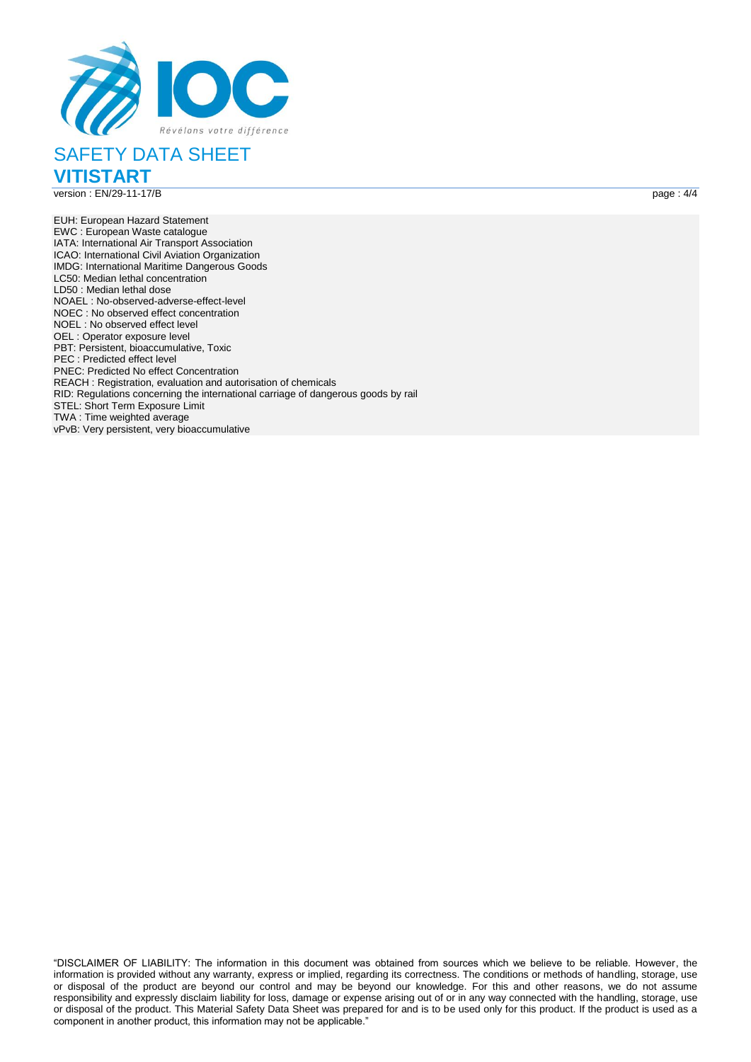EUH: European Hazard Statement
EWC : European Waste catalogue
IATA: International Air Transport Association
ICAO: International Civil Aviation Organization
IMDG: International Maritime Dangerous Goods
LC50: Median lethal concentration
LD50 : Median lethal dose
NOAEL : No-observed-adverse-effect-level
NOEC : No observed effect concentration
NOEL : No observed effect level
OEL : Operator exposure level
PBT: Persistent, bioaccumulative, Toxic
PEC : Predicted effect level
PNEC: Predicted No effect Concentration
REACH : Registration, evaluation and autorisation of chemicals
RID: Regulations concerning the international carriage of dangerous goods by rail
STEL: Short Term Exposure Limit
TWA : Time weighted average
vPvB: Very persistent, very bioaccumulative

"DISCLAIMER OF LIABILITY: The information in this document was obtained from sources which we believe to be reliable. However, the information is provided without any warranty, express or implied, regarding its correctness. The conditions or methods of handling, storage, use or disposal of the product are beyond our control and may be beyond our knowledge. For this and other reasons, we do not assume responsibility and expressly disclaim liability for loss, damage or expense arising out of or in any way connected with the handling, storage, use or disposal of the product. This Material Safety Data Sheet was prepared for and is to be used only for this product. If the product is used as a component in another product, this information may not be applicable."